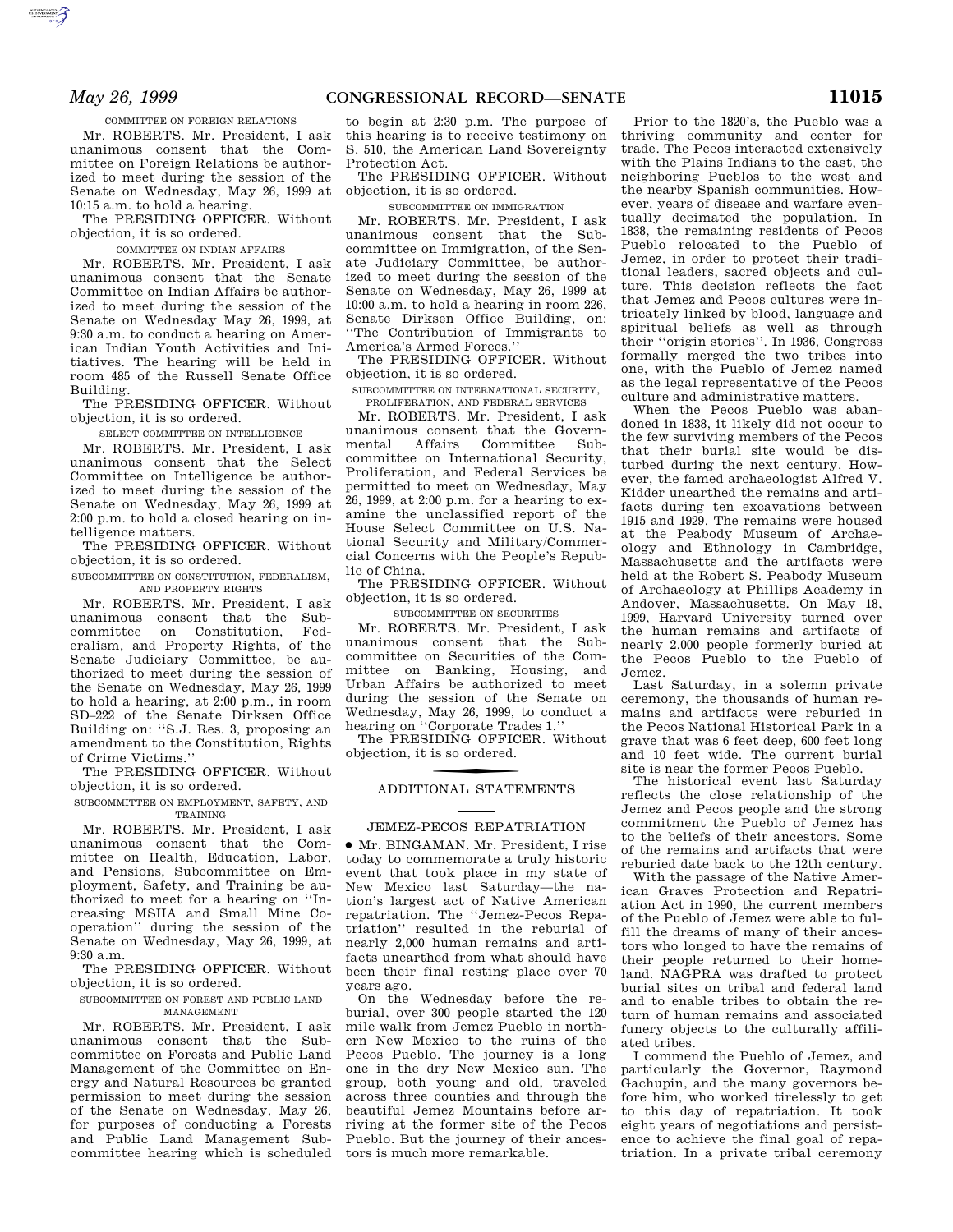COMMITTEE ON FOREIGN RELATIONS

Mr. ROBERTS. Mr. President, I ask unanimous consent that the Committee on Foreign Relations be authorized to meet during the session of the Senate on Wednesday, May 26, 1999 at 10:15 a.m. to hold a hearing.

The PRESIDING OFFICER. Without objection, it is so ordered.

COMMITTEE ON INDIAN AFFAIRS

Mr. ROBERTS. Mr. President, I ask unanimous consent that the Senate Committee on Indian Affairs be authorized to meet during the session of the Senate on Wednesday May 26, 1999, at 9:30 a.m. to conduct a hearing on American Indian Youth Activities and Initiatives. The hearing will be held in room 485 of the Russell Senate Office Building.

The PRESIDING OFFICER. Without objection, it is so ordered.

SELECT COMMITTEE ON INTELLIGENCE

Mr. ROBERTS. Mr. President, I ask unanimous consent that the Select Committee on Intelligence be authorized to meet during the session of the Senate on Wednesday, May 26, 1999 at 2:00 p.m. to hold a closed hearing on intelligence matters.

The PRESIDING OFFICER. Without objection, it is so ordered.

SUBCOMMITTEE ON CONSTITUTION, FEDERALISM, AND PROPERTY RIGHTS

Mr. ROBERTS. Mr. President, I ask unanimous consent that the Subcommittee on Constitution, Federalism, and Property Rights, of the Senate Judiciary Committee, be authorized to meet during the session of the Senate on Wednesday, May 26, 1999 to hold a hearing, at 2:00 p.m., in room SD–222 of the Senate Dirksen Office Building on: ''S.J. Res. 3, proposing an amendment to the Constitution, Rights of Crime Victims.''

The PRESIDING OFFICER. Without objection, it is so ordered.

SUBCOMMITTEE ON EMPLOYMENT, SAFETY, AND TRAINING

Mr. ROBERTS. Mr. President, I ask unanimous consent that the Committee on Health, Education, Labor, and Pensions, Subcommittee on Employment, Safety, and Training be authorized to meet for a hearing on ''Increasing MSHA and Small Mine Cooperation'' during the session of the Senate on Wednesday, May 26, 1999, at 9:30 a.m.

The PRESIDING OFFICER. Without objection, it is so ordered.

SUBCOMMITTEE ON FOREST AND PUBLIC LAND MANAGEMENT

Mr. ROBERTS. Mr. President, I ask unanimous consent that the Subcommittee on Forests and Public Land Management of the Committee on Energy and Natural Resources be granted permission to meet during the session of the Senate on Wednesday, May 26, for purposes of conducting a Forests and Public Land Management Subcommittee hearing which is scheduled to begin at 2:30 p.m. The purpose of this hearing is to receive testimony on S. 510, the American Land Sovereignty Protection Act.

The PRESIDING OFFICER. Without objection, it is so ordered.

SUBCOMMITTEE ON IMMIGRATION

Mr. ROBERTS. Mr. President, I ask unanimous consent that the Subcommittee on Immigration, of the Senate Judiciary Committee, be authorized to meet during the session of the Senate on Wednesday, May 26, 1999 at 10:00 a.m. to hold a hearing in room 226, Senate Dirksen Office Building, on: ''The Contribution of Immigrants to America's Armed Forces.''

The PRESIDING OFFICER. Without objection, it is so ordered.

SUBCOMMITTEE ON INTERNATIONAL SECURITY, PROLIFERATION, AND FEDERAL SERVICES

Mr. ROBERTS. Mr. President, I ask unanimous consent that the Governmental Affairs Committee Subcommittee on International Security, Proliferation, and Federal Services be permitted to meet on Wednesday, May 26, 1999, at 2:00 p.m. for a hearing to examine the unclassified report of the House Select Committee on U.S. National Security and Military/Commercial Concerns with the People's Republic of China.

The PRESIDING OFFICER. Without objection, it is so ordered.

SUBCOMMITTEE ON SECURITIES

Mr. ROBERTS. Mr. President, I ask unanimous consent that the Subcommittee on Securities of the Committee on Banking, Housing, and Urban Affairs be authorized to meet during the session of the Senate on Wednesday, May 26, 1999, to conduct a hearing on ''Corporate Trades 1.''

The PRESIDING OFFICER. Without objection, it is so ordered.

## ADDITIONAL STATEMENTS

### JEMEZ-PECOS REPATRIATION

● Mr. BINGAMAN. Mr. President, I rise today to commemorate a truly historic event that took place in my state of New Mexico last Saturday—the nation's largest act of Native American repatriation. The ''Jemez-Pecos Repatriation'' resulted in the reburial of nearly 2,000 human remains and artifacts unearthed from what should have been their final resting place over 70 years ago.

On the Wednesday before the reburial, over 300 people started the 120 mile walk from Jemez Pueblo in northern New Mexico to the ruins of the Pecos Pueblo. The journey is a long one in the dry New Mexico sun. The group, both young and old, traveled across three counties and through the beautiful Jemez Mountains before arriving at the former site of the Pecos Pueblo. But the journey of their ancestors is much more remarkable.

Prior to the 1820's, the Pueblo was a thriving community and center for trade. The Pecos interacted extensively with the Plains Indians to the east, the neighboring Pueblos to the west and the nearby Spanish communities. However, years of disease and warfare eventually decimated the population. In 1838, the remaining residents of Pecos Pueblo relocated to the Pueblo of Jemez, in order to protect their traditional leaders, sacred objects and culture. This decision reflects the fact that Jemez and Pecos cultures were intricately linked by blood, language and spiritual beliefs as well as through their ''origin stories''. In 1936, Congress formally merged the two tribes into one, with the Pueblo of Jemez named as the legal representative of the Pecos culture and administrative matters.

When the Pecos Pueblo was abandoned in 1838, it likely did not occur to the few surviving members of the Pecos that their burial site would be disturbed during the next century. However, the famed archaeologist Alfred V. Kidder unearthed the remains and artifacts during ten excavations between 1915 and 1929. The remains were housed at the Peabody Museum of Archaeology and Ethnology in Cambridge, Massachusetts and the artifacts were held at the Robert S. Peabody Museum of Archaeology at Phillips Academy in Andover, Massachusetts. On May 18, 1999, Harvard University turned over the human remains and artifacts of nearly 2,000 people formerly buried at the Pecos Pueblo to the Pueblo of Jemez.

Last Saturday, in a solemn private ceremony, the thousands of human remains and artifacts were reburied in the Pecos National Historical Park in a grave that was 6 feet deep, 600 feet long and 10 feet wide. The current burial site is near the former Pecos Pueblo.

The historical event last Saturday reflects the close relationship of the Jemez and Pecos people and the strong commitment the Pueblo of Jemez has to the beliefs of their ancestors. Some of the remains and artifacts that were reburied date back to the 12th century.

With the passage of the Native American Graves Protection and Repatriation Act in 1990, the current members of the Pueblo of Jemez were able to fulfill the dreams of many of their ancestors who longed to have the remains of their people returned to their homeland. NAGPRA was drafted to protect burial sites on tribal and federal land and to enable tribes to obtain the return of human remains and associated funery objects to the culturally affiliated tribes.

I commend the Pueblo of Jemez, and particularly the Governor, Raymond Gachupin, and the many governors before him, who worked tirelessly to get to this day of repatriation. It took eight years of negotiations and persistence to achieve the final goal of repatriation. In a private tribal ceremony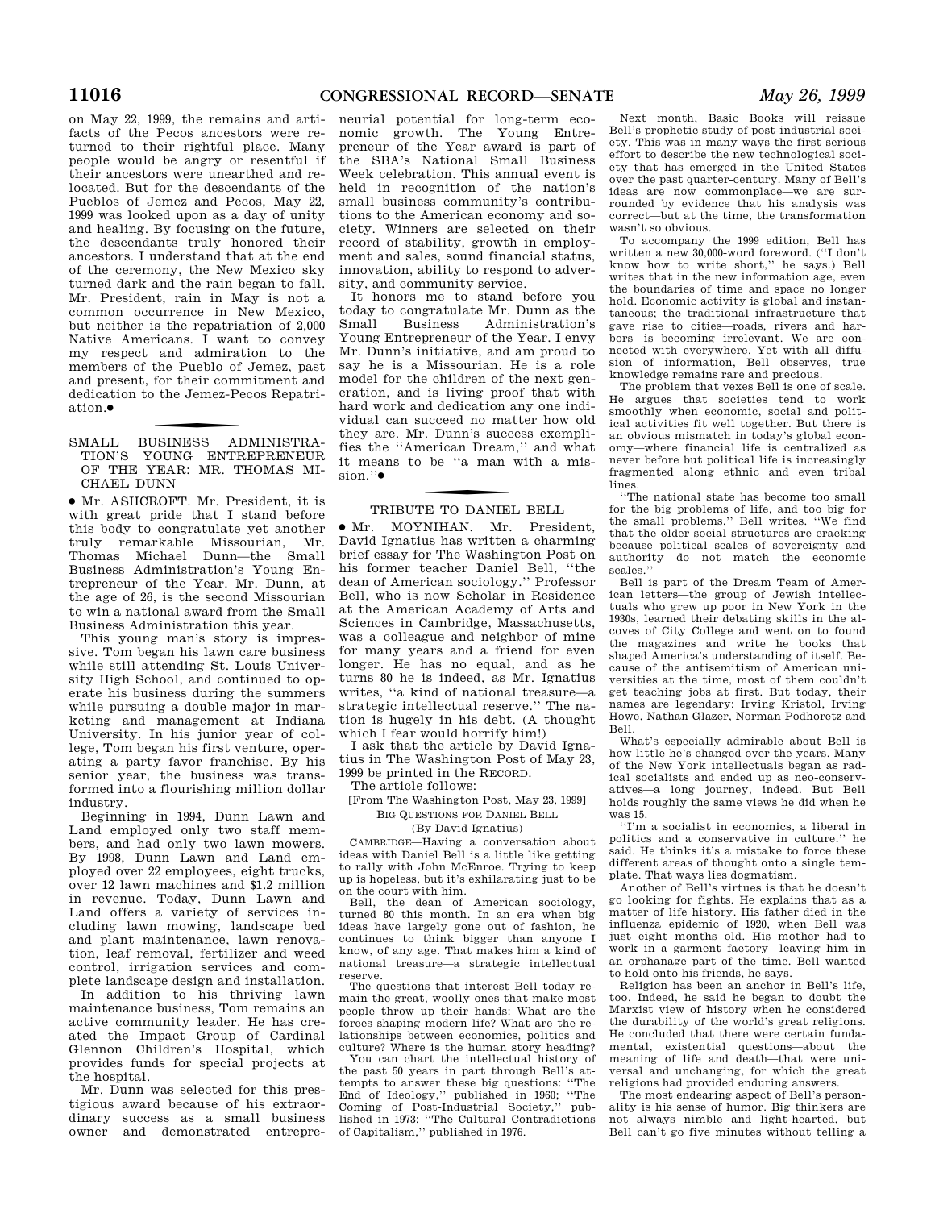on May 22, 1999, the remains and artifacts of the Pecos ancestors were returned to their rightful place. Many people would be angry or resentful if their ancestors were unearthed and relocated. But for the descendants of the Pueblos of Jemez and Pecos, May 22, 1999 was looked upon as a day of unity and healing. By focusing on the future, the descendants truly honored their ancestors. I understand that at the end of the ceremony, the New Mexico sky turned dark and the rain began to fall. Mr. President, rain in May is not a common occurrence in New Mexico, but neither is the repatriation of 2,000 Native Americans. I want to convey my respect and admiration to the members of the Pueblo of Jemez, past and present, for their commitment and dedication to the Jemez-Pecos Repatriation.●

## SMALL BUSINESS ADMINISTRATION'S YOUNG ENTREPRENEUR OF THE YEAR: MR. THOMAS MICHAEL DUNN

● Mr. ASHCROFT. Mr. President, it is with great pride that I stand before this body to congratulate yet another truly remarkable Missourian, Mr. Thomas Michael Dunn—the Small Business Administration's Young Entrepreneur of the Year. Mr. Dunn, at the age of 26, is the second Missourian to win a national award from the Small Business Administration this year.

This young man's story is impressive. Tom began his lawn care business while still attending St. Louis University High School, and continued to operate his business during the summers while pursuing a double major in marketing and management at Indiana University. In his junior year of college, Tom began his first venture, operating a party favor franchise. By his senior year, the business was transformed into a flourishing million dollar industry.

Beginning in 1994, Dunn Lawn and Land employed only two staff members, and had only two lawn mowers. By 1998, Dunn Lawn and Land employed over 22 employees, eight trucks, over 12 lawn machines and $1.2 million in revenue. Today, Dunn Lawn and Land offers a variety of services including lawn mowing, landscape bed and plant maintenance, lawn renovation, leaf removal, fertilizer and weed control, irrigation services and complete landscape design and installation.

In addition to his thriving lawn maintenance business, Tom remains an active community leader. He has created the Impact Group of Cardinal Glennon Children's Hospital, which provides funds for special projects at the hospital.

Mr. Dunn was selected for this prestigious award because of his extraordinary success as a small business owner and demonstrated entrepreneurial potential for long-term economic growth. The Young Entrepreneur of the Year award is part of the SBA's National Small Business Week celebration. This annual event is held in recognition of the nation's small business community's contributions to the American economy and society. Winners are selected on their record of stability, growth in employment and sales, sound financial status, innovation, ability to respond to adversity, and community service.

It honors me to stand before you today to congratulate Mr. Dunn as the Small Business Administration's Young Entrepreneur of the Year. I envy Mr. Dunn's initiative, and am proud to say he is a Missourian. He is a role model for the children of the next generation, and is living proof that with hard work and dedication any one individual can succeed no matter how old they are. Mr. Dunn's success exemplifies the "American Dream," and what it means to be "a man with a mission."●

## TRIBUTE TO DANIEL BELL

● Mr. MOYNIHAN. Mr. President, David Ignatius has written a charming brief essay for The Washington Post on his former teacher Daniel Bell, "the dean of American sociology." Professor Bell, who is now Scholar in Residence at the American Academy of Arts and Sciences in Cambridge, Massachusetts, was a colleague and neighbor of mine for many years and a friend for even longer. He has no equal, and as he turns 80 he is indeed, as Mr. Ignatius writes, "a kind of national treasure—a strategic intellectual reserve." The nation is hugely in his debt. (A thought which I fear would horrify him!)

I ask that the article by David Ignatius in The Washington Post of May 23, 1999 be printed in the RECORD.

The article follows:

[From The Washington Post, May 23, 1999]

BIG QUESTIONS FOR DANIEL BELL

(By David Ignatius)

CAMBRIDGE—Having a conversation about ideas with Daniel Bell is a little like getting to rally with John McEnroe. Trying to keep up is hopeless, but it's exhilarating just to be on the court with him.

Bell, the dean of American sociology, turned 80 this month. In an era when big ideas have largely gone out of fashion, he continues to think bigger than anyone I know, of any age. That makes him a kind of national treasure—a strategic intellectual reserve.

The questions that interest Bell today remain the great, woolly ones that make most people throw up their hands: What are the forces shaping modern life? What are the relationships between economics, politics and culture? Where is the human story heading?

You can chart the intellectual history of the past 50 years in part through Bell's attempts to answer these big questions: "The End of Ideology," published in 1960; "The Coming of Post-Industrial Society," published in 1973; "The Cultural Contradictions of Capitalism," published in 1976.

Next month, Basic Books will reissue Bell's prophetic study of post-industrial society. This was in many ways the first serious effort to describe the new technological society that has emerged in the United States over the past quarter-century. Many of Bell's ideas are now commonplace—we are surrounded by evidence that his analysis was correct—but at the time, the transformation wasn't so obvious.

To accompany the 1999 edition, Bell has written a new 30,000-word foreword. ("I don't know how to write short," he says.) Bell writes that in the new information age, even the boundaries of time and space no longer hold. Economic activity is global and instantaneous; the traditional infrastructure that gave rise to cities—roads, rivers and harbors—is becoming irrelevant. We are connected with everywhere. Yet with all diffusion of information, Bell observes, true knowledge remains rare and precious.

The problem that vexes Bell is one of scale. He argues that societies tend to work smoothly when economic, social and political activities fit well together. But there is an obvious mismatch in today's global economy—where financial life is centralized as never before but political life is increasingly fragmented along ethnic and even tribal lines.

"The national state has become too small for the big problems of life, and too big for the small problems," Bell writes. "We find that the older social structures are cracking because political scales of sovereignty and authority do not match the economic scales."

Bell is part of the Dream Team of American letters—the group of Jewish intellectuals who grew up poor in New York in the 1930s, learned their debating skills in the alcoves of City College and went on to found the magazines and write he books that shaped America's understanding of itself. Because of the antisemitism of American universities at the time, most of them couldn't get teaching jobs at first. But today, their names are legendary: Irving Kristol, Irving Howe, Nathan Glazer, Norman Podhoretz and Bell.

What's especially admirable about Bell is how little he's changed over the years. Many of the New York intellectuals began as radical socialists and ended up as neo-conservatives—a long journey, indeed. But Bell holds roughly the same views he did when he was 15.

"I'm a socialist in economics, a liberal in politics and a conservative in culture," he said. He thinks it's a mistake to force these different areas of thought onto a single template. That ways lies dogmatism.

Another of Bell's virtues is that he doesn't go looking for fights. He explains that as a matter of life history. His father died in the influenza epidemic of 1920, when Bell was just eight months old. His mother had to work in a garment factory—leaving him in an orphanage part of the time. Bell wanted to hold onto his friends, he says.

Religion has been an anchor in Bell's life, too. Indeed, he said he began to doubt the Marxist view of history when he considered the durability of the world's great religions. He concluded that there were certain fundamental, existential questions—about the meaning of life and death—that were universal and unchanging, for which the great religions had provided enduring answers.

The most endearing aspect of Bell's personality is his sense of humor. Big thinkers are not always nimble and light-hearted, but Bell can't go five minutes without telling a